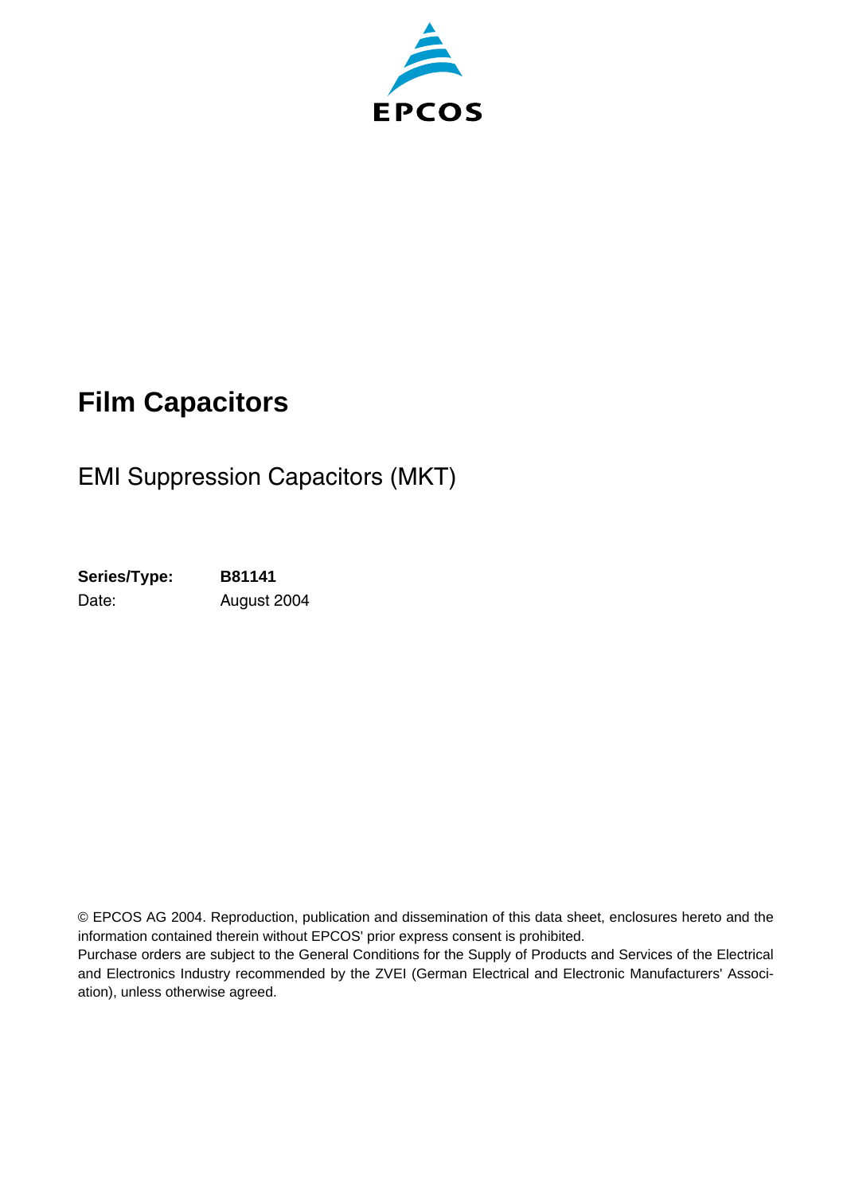EPCOS

# Film Capacitors

## EMI Suppression Capacitors (MKT)

**Series/Type:** **B81141**
Date: August 2004

© EPCOS AG 2004. Reproduction, publication and dissemination of this data sheet, enclosures hereto and the information contained therein without EPCOS' prior express consent is prohibited.
Purchase orders are subject to the General Conditions for the Supply of Products and Services of the Electrical and Electronics Industry recommended by the ZVEI (German Electrical and Electronic Manufacturers' Association), unless otherwise agreed.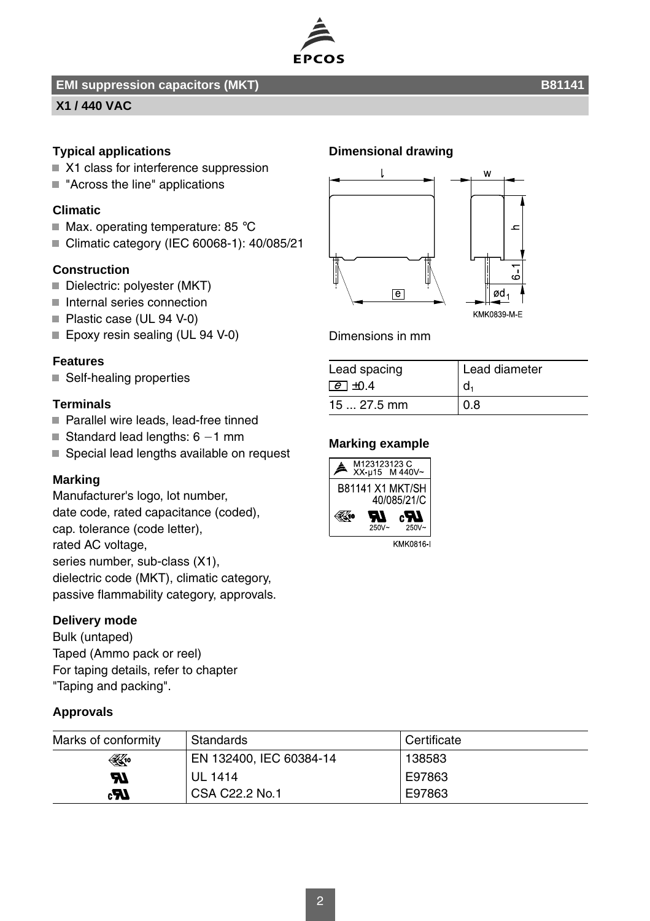## EMI suppression capacitors (MKT) B81141

### X1 / 440 VAC

### Typical applications

- X1 class for interference suppression
- "Across the line" applications

### Climatic

- Max. operating temperature: 85 °C
- Climatic category (IEC 60068-1): 40/085/21

### Construction

- Dielectric: polyester (MKT)
- Internal series connection
- Plastic case (UL 94 V-0)
- Epoxy resin sealing (UL 94 V-0)

### Features

- Self-healing properties

### Terminals

- Parallel wire leads, lead-free tinned
- Standard lead lengths: 6 −1 mm
- Special lead lengths available on request

### Marking

Manufacturer's logo, lot number,
date code, rated capacitance (coded),
cap. tolerance (code letter),
rated AC voltage,
series number, sub-class (X1),
dielectric code (MKT), climatic category,
passive flammability category, approvals.

### Delivery mode

Bulk (untaped)
Taped (Ammo pack or reel)
For taping details, refer to chapter
"Taping and packing".

### Dimensional drawing

KMK0839-M-E

Dimensions in mm

| Lead spacing $e$ ±0.4 | Lead diameter $d_1$ |
|---|---|
| 15 ... 27.5 mm | 0.8 |

### Marking example

M123123123 C
XX-µ15 M 440V~
B81141 X1 MKT/SH
40/085/21/C
250V~ 250V~

KMK0816-I

### Approvals

| Marks of conformity | Standards | Certificate |
|---|---|---|
| ENEC 10 | EN 132400, IEC 60384-14 | 138583 |
| UR | UL 1414 | E97863 |
| cUR | CSA C22.2 No.1 | E97863 |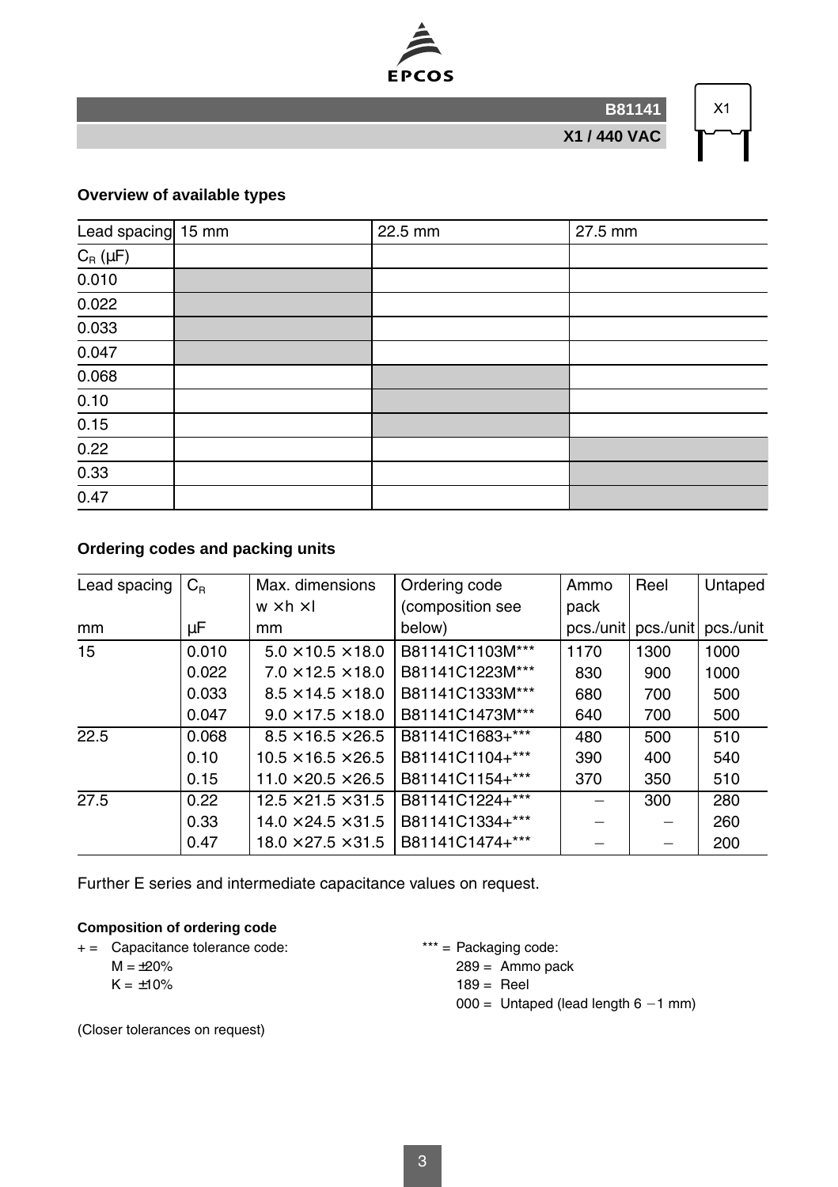**B81141**

**X1 / 440 VAC**

X1

## Overview of available types

| Lead spacing | 15 mm | 22.5 mm | 27.5 mm |
|---|---|---|---|
| $C_R$ (µF) | | | |
| 0.010 | ■ | | |
| 0.022 | ■ | | |
| 0.033 | ■ | | |
| 0.047 | ■ | | |
| 0.068 | | ■ | |
| 0.10 | | ■ | |
| 0.15 | | ■ | |
| 0.22 | | | ■ |
| 0.33 | | | ■ |
| 0.47 | | | ■ |

## Ordering codes and packing units

| Lead spacing<br>mm | $C_R$<br>µF | Max. dimensions<br>w × h × l<br>mm | Ordering code<br>(composition see below) | Ammo pack<br>pcs./unit | Reel<br>pcs./unit | Untaped<br>pcs./unit |
|---|---|---|---|---|---|---|
| 15 | 0.010 | 5.0 × 10.5 × 18.0 | B81141C1103M*** | 1170 | 1300 | 1000 |
| | 0.022 | 7.0 × 12.5 × 18.0 | B81141C1223M*** | 830 | 900 | 1000 |
| | 0.033 | 8.5 × 14.5 × 18.0 | B81141C1333M*** | 680 | 700 | 500 |
| | 0.047 | 9.0 × 17.5 × 18.0 | B81141C1473M*** | 640 | 700 | 500 |
| 22.5 | 0.068 | 8.5 × 16.5 × 26.5 | B81141C1683+*** | 480 | 500 | 510 |
| | 0.10 | 10.5 × 16.5 × 26.5 | B81141C1104+*** | 390 | 400 | 540 |
| | 0.15 | 11.0 × 20.5 × 26.5 | B81141C1154+*** | 370 | 350 | 510 |
| 27.5 | 0.22 | 12.5 × 21.5 × 31.5 | B81141C1224+*** | – | 300 | 280 |
| | 0.33 | 14.0 × 24.5 × 31.5 | B81141C1334+*** | – | – | 260 |
| | 0.47 | 18.0 × 27.5 × 31.5 | B81141C1474+*** | – | – | 200 |

Further E series and intermediate capacitance values on request.

**Composition of ordering code**

+ = Capacitance tolerance code:
  M = ±20%
  K = ±10%

*** = Packaging code:
  289 = Ammo pack
  189 = Reel
  000 = Untaped (lead length 6 −1 mm)

(Closer tolerances on request)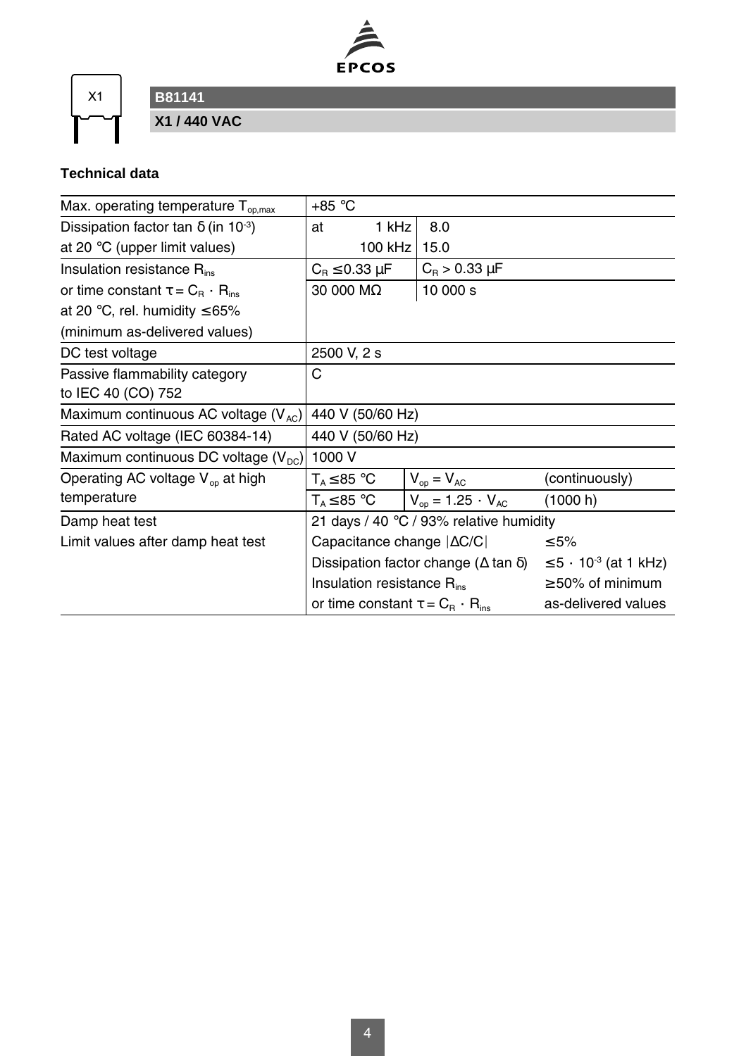X1

# B81141

## X1 / 440 VAC

### Technical data

| | | | |
|---|---|---|---|
| Max. operating temperature $T_{op,max}$ | +85 °C | | |
| Dissipation factor tan δ (in $10^{-3}$) at 20 °C (upper limit values) | at 1 kHz | 8.0 | |
| | 100 kHz | 15.0 | |
| Insulation resistance $R_{ins}$ or time constant $\tau = C_R \cdot R_{ins}$ at 20 °C, rel. humidity ≤ 65% (minimum as-delivered values) | $C_R$ ≤ 0.33 µF | $C_R$ > 0.33 µF | |
| | 30 000 MΩ | 10 000 s | |
| DC test voltage | 2500 V, 2 s | | |
| Passive flammability category to IEC 40 (CO) 752 | C | | |
| Maximum continuous AC voltage ($V_{AC}$) | 440 V (50/60 Hz) | | |
| Rated AC voltage (IEC 60384-14) | 440 V (50/60 Hz) | | |
| Maximum continuous DC voltage ($V_{DC}$) | 1000 V | | |
| Operating AC voltage $V_{op}$ at high temperature | $T_A$ ≤ 85 °C | $V_{op} = V_{AC}$ | (continuously) |
| | $T_A$ ≤ 85 °C | $V_{op} = 1.25 \cdot V_{AC}$ | (1000 h) |
| Damp heat test | 21 days / 40 °C / 93% relative humidity | | |
| Limit values after damp heat test | Capacitance change \|ΔC/C\| | | ≤ 5% |
| | Dissipation factor change (Δ tan δ) | | ≤ 5 · $10^{-3}$ (at 1 kHz) |
| | Insulation resistance $R_{ins}$ or time constant $\tau = C_R \cdot R_{ins}$ | | ≥ 50% of minimum as-delivered values |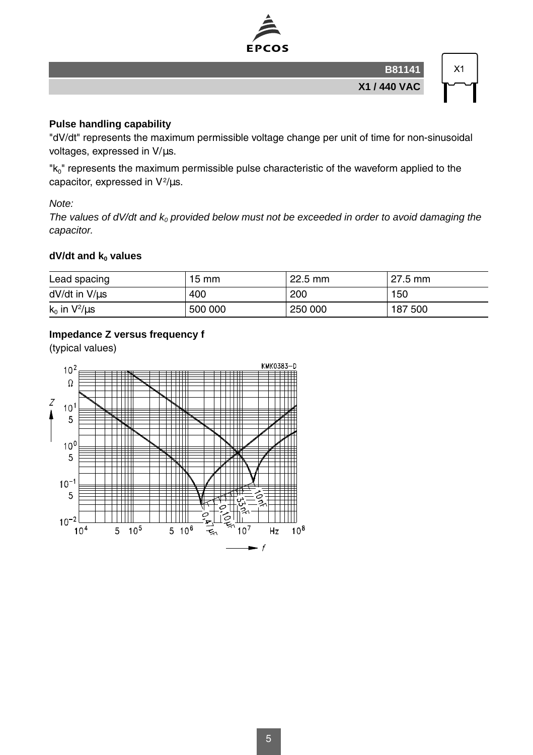## Pulse handling capability

"dV/dt" represents the maximum permissible voltage change per unit of time for non-sinusoidal voltages, expressed in V/µs.

"$k_0$" represents the maximum permissible pulse characteristic of the waveform applied to the capacitor, expressed in $V^2$/µs.

*Note:*

*The values of dV/dt and $k_0$ provided below must not be exceeded in order to avoid damaging the capacitor.*

### dV/dt and $k_0$ values

| Lead spacing | 15 mm | 22.5 mm | 27.5 mm |
|---|---|---|---|
| dV/dt in V/µs | 400 | 200 | 150 |
| $k_0$ in $V^2$/µs | 500 000 | 250 000 | 187 500 |

### Impedance Z versus frequency f

(typical values)

KMK0383-D

Z
Ω
$10^2$
$10^1$
5
$10^0$
5
$10^{-1}$
5
$10^{-2}$

$10^4$ 5 $10^5$ 5 $10^6$ $10^7$ Hz $10^8$

f

0,47 µF
0,10 µF
33 nF
10 nF